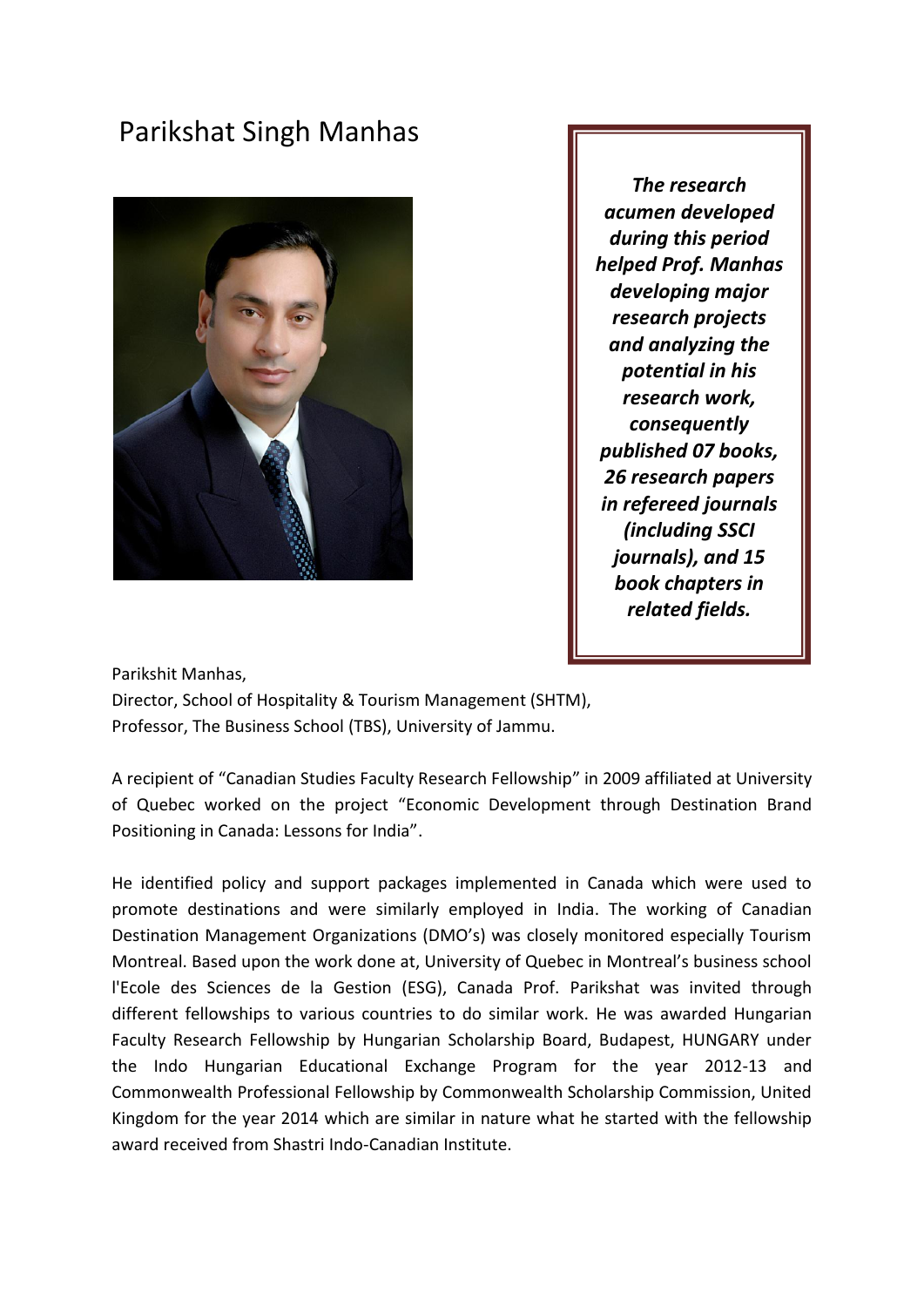# Parikshat Singh Manhas

***The research acumen developed during this period helped Prof. Manhas developing major research projects and analyzing the potential in his research work, consequently published 07 books, 26 research papers in refereed journals (including SSCI journals), and 15 book chapters in related fields.***

Parikshit Manhas,
Director, School of Hospitality & Tourism Management (SHTM),
Professor, The Business School (TBS), University of Jammu.

A recipient of "Canadian Studies Faculty Research Fellowship" in 2009 affiliated at University of Quebec worked on the project "Economic Development through Destination Brand Positioning in Canada: Lessons for India".

He identified policy and support packages implemented in Canada which were used to promote destinations and were similarly employed in India. The working of Canadian Destination Management Organizations (DMO's) was closely monitored especially Tourism Montreal. Based upon the work done at, University of Quebec in Montreal's business school l'Ecole des Sciences de la Gestion (ESG), Canada Prof. Parikshat was invited through different fellowships to various countries to do similar work. He was awarded Hungarian Faculty Research Fellowship by Hungarian Scholarship Board, Budapest, HUNGARY under the Indo Hungarian Educational Exchange Program for the year 2012-13 and Commonwealth Professional Fellowship by Commonwealth Scholarship Commission, United Kingdom for the year 2014 which are similar in nature what he started with the fellowship award received from Shastri Indo-Canadian Institute.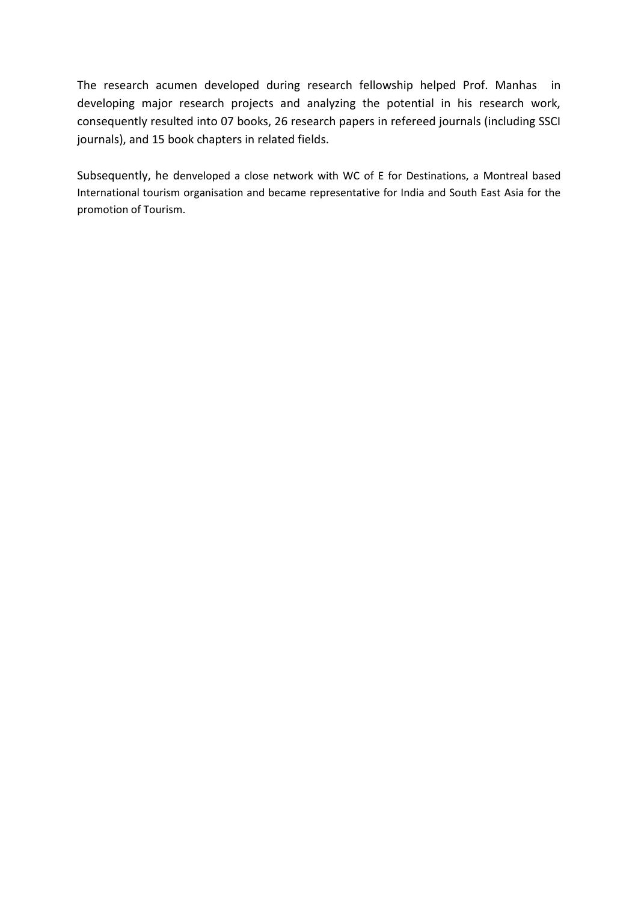The research acumen developed during research fellowship helped Prof. Manhas in developing major research projects and analyzing the potential in his research work, consequently resulted into 07 books, 26 research papers in refereed journals (including SSCI journals), and 15 book chapters in related fields.

Subsequently, he denveloped a close network with WC of E for Destinations, a Montreal based International tourism organisation and became representative for India and South East Asia for the promotion of Tourism.